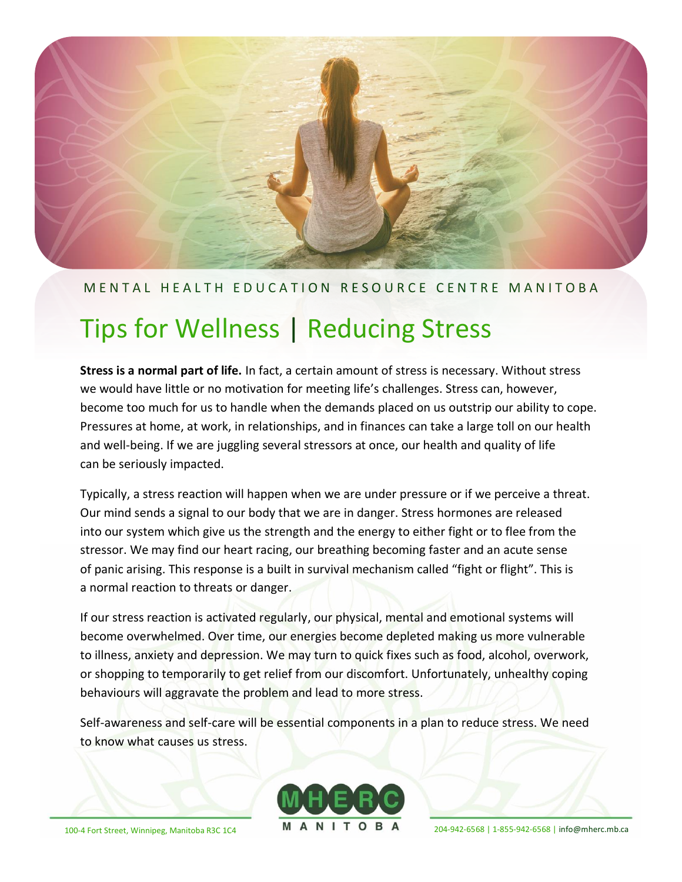MENTAL HEALTH EDUCATION RESOURCE CENTRE MANITOBA

# Tips for Wellness | Reducing Stress

**Stress is a normal part of life.** In fact, a certain amount of stress is necessary. Without stress we would have little or no motivation for meeting life's challenges. Stress can, however, become too much for us to handle when the demands placed on us outstrip our ability to cope. Pressures at home, at work, in relationships, and in finances can take a large toll on our health and well-being. If we are juggling several stressors at once, our health and quality of life can be seriously impacted.

Typically, a stress reaction will happen when we are under pressure or if we perceive a threat. Our mind sends a signal to our body that we are in danger. Stress hormones are released into our system which give us the strength and the energy to either fight or to flee from the stressor. We may find our heart racing, our breathing becoming faster and an acute sense of panic arising. This response is a built in survival mechanism called "fight or flight". This is a normal reaction to threats or danger.

If our stress reaction is activated regularly, our physical, mental and emotional systems will become overwhelmed. Over time, our energies become depleted making us more vulnerable to illness, anxiety and depression. We may turn to quick fixes such as food, alcohol, overwork, or shopping to temporarily to get relief from our discomfort. Unfortunately, unhealthy coping behaviours will aggravate the problem and lead to more stress.

Self-awareness and self-care will be essential components in a plan to reduce stress. We need to know what causes us stress.

100-4 Fort Street, Winnipeg, Manitoba R3C 1C4 | MHERC MANITOBA | 204-942-6568 | 1-855-942-6568 | info@mherc.mb.ca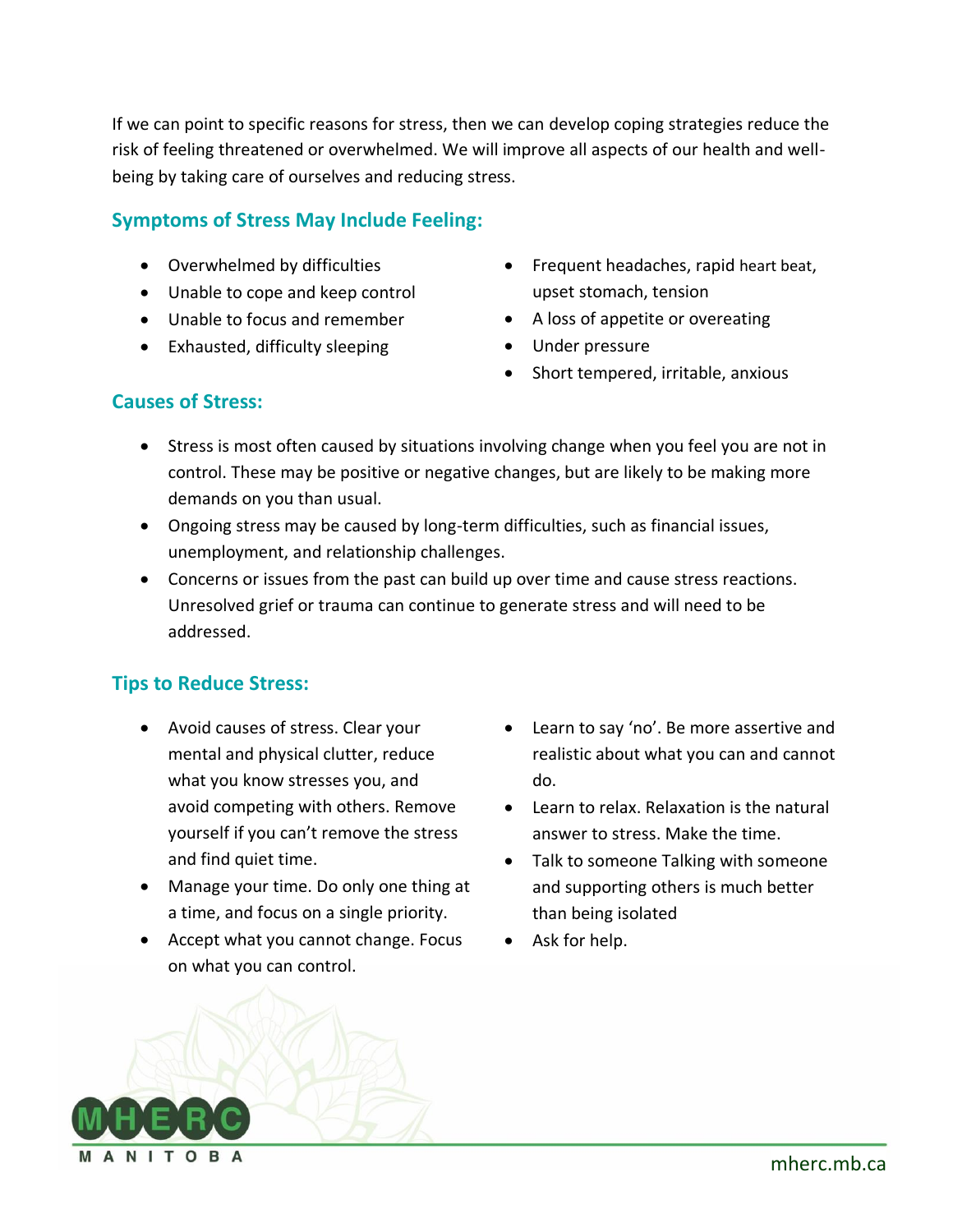If we can point to specific reasons for stress, then we can develop coping strategies reduce the risk of feeling threatened or overwhelmed. We will improve all aspects of our health and well-being by taking care of ourselves and reducing stress.

## Symptoms of Stress May Include Feeling:

- Overwhelmed by difficulties
- Unable to cope and keep control
- Unable to focus and remember
- Exhausted, difficulty sleeping
- Frequent headaches, rapid heart beat, upset stomach, tension
- A loss of appetite or overeating
- Under pressure
- Short tempered, irritable, anxious

## Causes of Stress:

- Stress is most often caused by situations involving change when you feel you are not in control. These may be positive or negative changes, but are likely to be making more demands on you than usual.
- Ongoing stress may be caused by long-term difficulties, such as financial issues, unemployment, and relationship challenges.
- Concerns or issues from the past can build up over time and cause stress reactions. Unresolved grief or trauma can continue to generate stress and will need to be addressed.

## Tips to Reduce Stress:

- Avoid causes of stress. Clear your mental and physical clutter, reduce what you know stresses you, and avoid competing with others. Remove yourself if you can't remove the stress and find quiet time.
- Manage your time. Do only one thing at a time, and focus on a single priority.
- Accept what you cannot change. Focus on what you can control.
- Learn to say 'no'. Be more assertive and realistic about what you can and cannot do.
- Learn to relax. Relaxation is the natural answer to stress. Make the time.
- Talk to someone Talking with someone and supporting others is much better than being isolated
- Ask for help.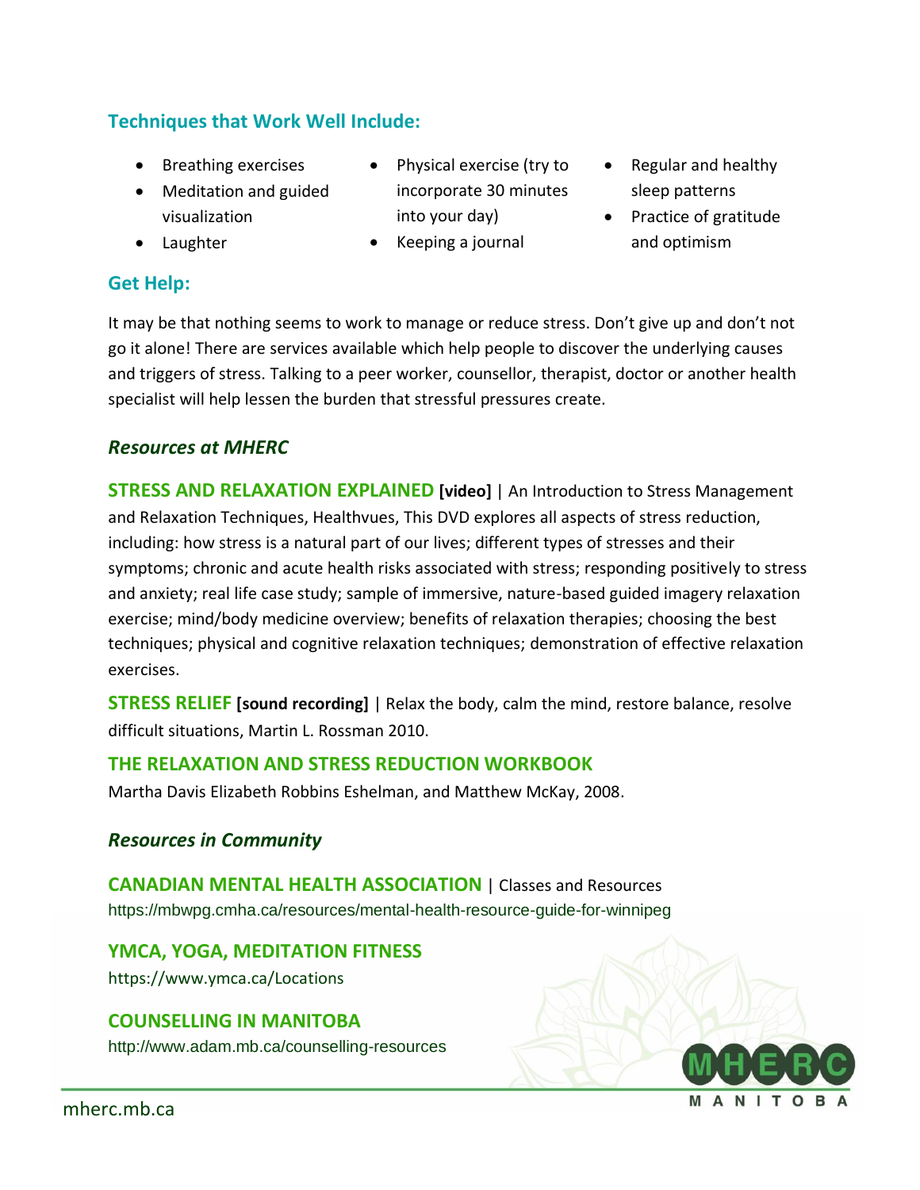## Techniques that Work Well Include:

- Breathing exercises
- Meditation and guided visualization
- Laughter
- Physical exercise (try to incorporate 30 minutes into your day)
- Keeping a journal
- Regular and healthy sleep patterns
- Practice of gratitude and optimism

## Get Help:

It may be that nothing seems to work to manage or reduce stress. Don't give up and don't not go it alone! There are services available which help people to discover the underlying causes and triggers of stress. Talking to a peer worker, counsellor, therapist, doctor or another health specialist will help lessen the burden that stressful pressures create.

### *Resources at MHERC*

**STRESS AND RELAXATION EXPLAINED [video]** | An Introduction to Stress Management and Relaxation Techniques, Healthvues, This DVD explores all aspects of stress reduction, including: how stress is a natural part of our lives; different types of stresses and their symptoms; chronic and acute health risks associated with stress; responding positively to stress and anxiety; real life case study; sample of immersive, nature-based guided imagery relaxation exercise; mind/body medicine overview; benefits of relaxation therapies; choosing the best techniques; physical and cognitive relaxation techniques; demonstration of effective relaxation exercises.

**STRESS RELIEF [sound recording]** | Relax the body, calm the mind, restore balance, resolve difficult situations, Martin L. Rossman 2010.

**THE RELAXATION AND STRESS REDUCTION WORKBOOK**
Martha Davis Elizabeth Robbins Eshelman, and Matthew McKay, 2008.

### *Resources in Community*

**CANADIAN MENTAL HEALTH ASSOCIATION** | Classes and Resources
https://mbwpg.cmha.ca/resources/mental-health-resource-guide-for-winnipeg

**YMCA, YOGA, MEDITATION FITNESS**
https://www.ymca.ca/Locations

**COUNSELLING IN MANITOBA**
http://www.adam.mb.ca/counselling-resources